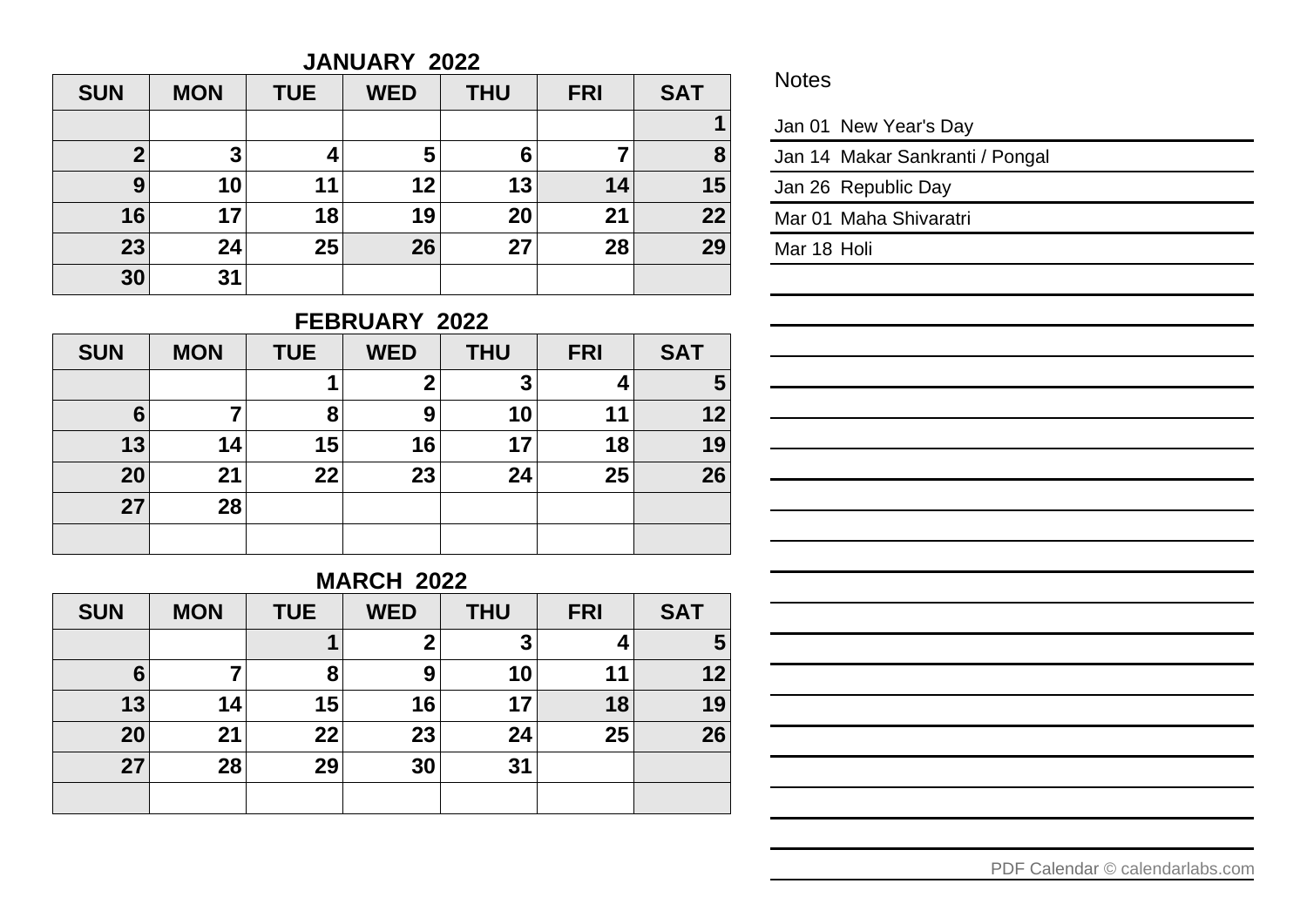## JANUARY 2022

| SUN | MON | TUE | WED | THU | FRI | SAT |
|---|---|---|---|---|---|---|
| | | | | | | 1 |
| 2 | 3 | 4 | 5 | 6 | 7 | 8 |
| 9 | 10 | 11 | 12 | 13 | 14 | 15 |
| 16 | 17 | 18 | 19 | 20 | 21 | 22 |
| 23 | 24 | 25 | 26 | 27 | 28 | 29 |
| 30 | 31 | | | | | |

## FEBRUARY 2022

| SUN | MON | TUE | WED | THU | FRI | SAT |
|---|---|---|---|---|---|---|
| | | 1 | 2 | 3 | 4 | 5 |
| 6 | 7 | 8 | 9 | 10 | 11 | 12 |
| 13 | 14 | 15 | 16 | 17 | 18 | 19 |
| 20 | 21 | 22 | 23 | 24 | 25 | 26 |
| 27 | 28 | | | | | |
| | | | | | | |

## MARCH 2022

| SUN | MON | TUE | WED | THU | FRI | SAT |
|---|---|---|---|---|---|---|
| | | 1 | 2 | 3 | 4 | 5 |
| 6 | 7 | 8 | 9 | 10 | 11 | 12 |
| 13 | 14 | 15 | 16 | 17 | 18 | 19 |
| 20 | 21 | 22 | 23 | 24 | 25 | 26 |
| 27 | 28 | 29 | 30 | 31 | | |
| | | | | | | |

## Notes

Jan 01 New Year's Day

Jan 14 Makar Sankranti / Pongal

Jan 26 Republic Day

Mar 01 Maha Shivaratri

Mar 18 Holi

PDF Calendar © calendarlabs.com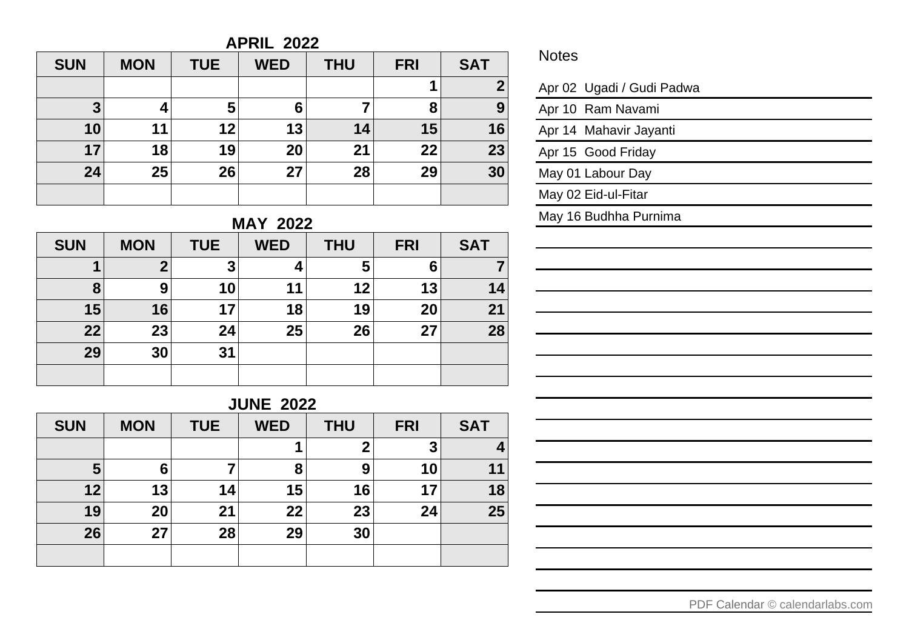## APRIL 2022

| SUN | MON | TUE | WED | THU | FRI | SAT |
|---|---|---|---|---|---|---|
| | | | | | 1 | 2 |
| 3 | 4 | 5 | 6 | 7 | 8 | 9 |
| 10 | 11 | 12 | 13 | 14 | 15 | 16 |
| 17 | 18 | 19 | 20 | 21 | 22 | 23 |
| 24 | 25 | 26 | 27 | 28 | 29 | 30 |
| | | | | | | |

## MAY 2022

| SUN | MON | TUE | WED | THU | FRI | SAT |
|---|---|---|---|---|---|---|
| 1 | 2 | 3 | 4 | 5 | 6 | 7 |
| 8 | 9 | 10 | 11 | 12 | 13 | 14 |
| 15 | 16 | 17 | 18 | 19 | 20 | 21 |
| 22 | 23 | 24 | 25 | 26 | 27 | 28 |
| 29 | 30 | 31 | | | | |
| | | | | | | |

## JUNE 2022

| SUN | MON | TUE | WED | THU | FRI | SAT |
|---|---|---|---|---|---|---|
| | | | 1 | 2 | 3 | 4 |
| 5 | 6 | 7 | 8 | 9 | 10 | 11 |
| 12 | 13 | 14 | 15 | 16 | 17 | 18 |
| 19 | 20 | 21 | 22 | 23 | 24 | 25 |
| 26 | 27 | 28 | 29 | 30 | | |
| | | | | | | |

## Notes

Apr 02 Ugadi / Gudi Padwa

Apr 10 Ram Navami

Apr 14 Mahavir Jayanti

Apr 15 Good Friday

May 01 Labour Day

May 02 Eid-ul-Fitar

May 16 Budhha Purnima

PDF Calendar © calendarlabs.com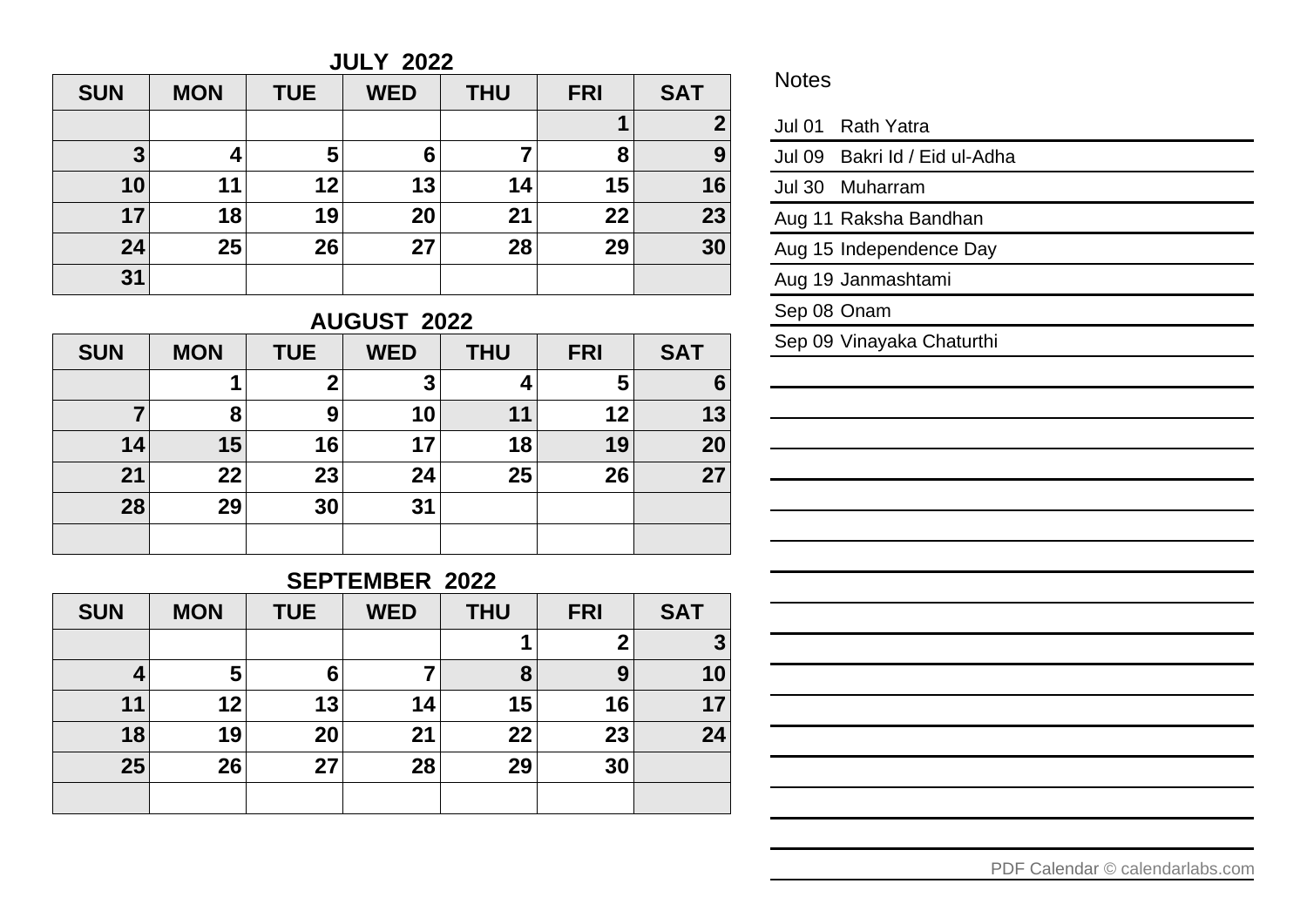## JULY 2022

| SUN | MON | TUE | WED | THU | FRI | SAT |
|---|---|---|---|---|---|---|
| | | | | | 1 | 2 |
| 3 | 4 | 5 | 6 | 7 | 8 | 9 |
| 10 | 11 | 12 | 13 | 14 | 15 | 16 |
| 17 | 18 | 19 | 20 | 21 | 22 | 23 |
| 24 | 25 | 26 | 27 | 28 | 29 | 30 |
| 31 | | | | | | |

## AUGUST 2022

| SUN | MON | TUE | WED | THU | FRI | SAT |
|---|---|---|---|---|---|---|
| | 1 | 2 | 3 | 4 | 5 | 6 |
| 7 | 8 | 9 | 10 | 11 | 12 | 13 |
| 14 | 15 | 16 | 17 | 18 | 19 | 20 |
| 21 | 22 | 23 | 24 | 25 | 26 | 27 |
| 28 | 29 | 30 | 31 | | | |
| | | | | | | |

## SEPTEMBER 2022

| SUN | MON | TUE | WED | THU | FRI | SAT |
|---|---|---|---|---|---|---|
| | | | | 1 | 2 | 3 |
| 4 | 5 | 6 | 7 | 8 | 9 | 10 |
| 11 | 12 | 13 | 14 | 15 | 16 | 17 |
| 18 | 19 | 20 | 21 | 22 | 23 | 24 |
| 25 | 26 | 27 | 28 | 29 | 30 | |
| | | | | | | |

## Notes

- Jul 01 Rath Yatra
- Jul 09 Bakri Id / Eid ul-Adha
- Jul 30 Muharram
- Aug 11 Raksha Bandhan
- Aug 15 Independence Day
- Aug 19 Janmashtami
- Sep 08 Onam
- Sep 09 Vinayaka Chaturthi

PDF Calendar © calendarlabs.com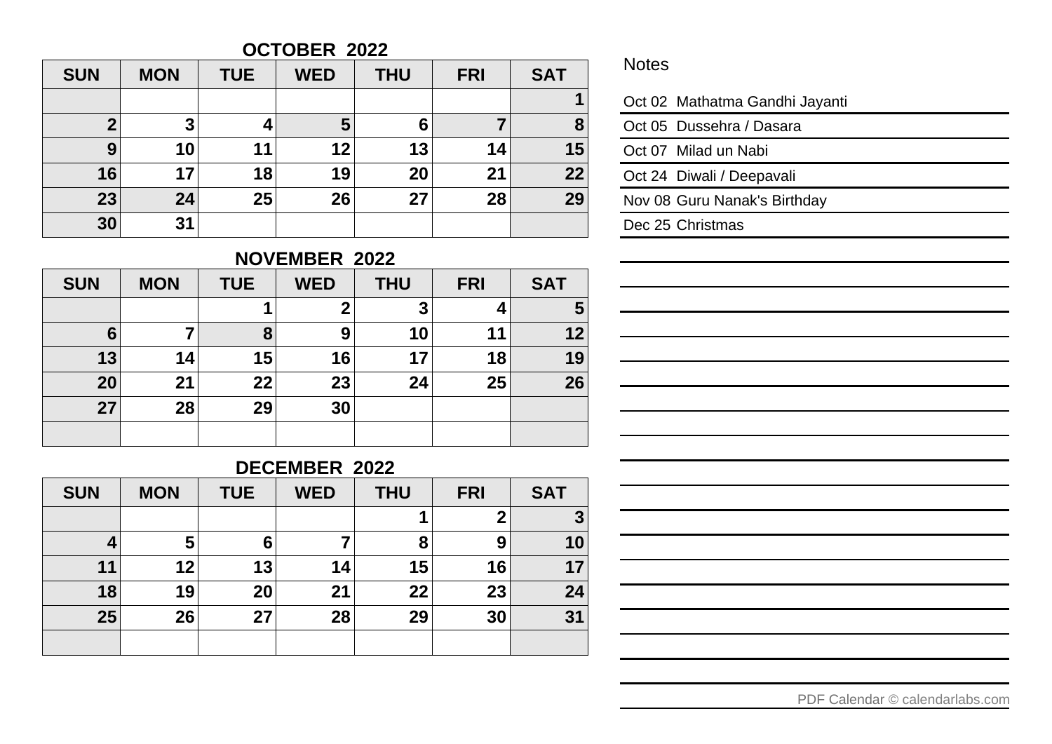## OCTOBER 2022

| SUN | MON | TUE | WED | THU | FRI | SAT |
|---|---|---|---|---|---|---|
| | | | | | | 1 |
| 2 | 3 | 4 | 5 | 6 | 7 | 8 |
| 9 | 10 | 11 | 12 | 13 | 14 | 15 |
| 16 | 17 | 18 | 19 | 20 | 21 | 22 |
| 23 | 24 | 25 | 26 | 27 | 28 | 29 |
| 30 | 31 | | | | | |

## NOVEMBER 2022

| SUN | MON | TUE | WED | THU | FRI | SAT |
|---|---|---|---|---|---|---|
| | | 1 | 2 | 3 | 4 | 5 |
| 6 | 7 | 8 | 9 | 10 | 11 | 12 |
| 13 | 14 | 15 | 16 | 17 | 18 | 19 |
| 20 | 21 | 22 | 23 | 24 | 25 | 26 |
| 27 | 28 | 29 | 30 | | | |
| | | | | | | |

## DECEMBER 2022

| SUN | MON | TUE | WED | THU | FRI | SAT |
|---|---|---|---|---|---|---|
| | | | | 1 | 2 | 3 |
| 4 | 5 | 6 | 7 | 8 | 9 | 10 |
| 11 | 12 | 13 | 14 | 15 | 16 | 17 |
| 18 | 19 | 20 | 21 | 22 | 23 | 24 |
| 25 | 26 | 27 | 28 | 29 | 30 | 31 |
| | | | | | | |

Notes

Oct 02 Mathatma Gandhi Jayanti

Oct 05 Dussehra / Dasara

Oct 07 Milad un Nabi

Oct 24 Diwali / Deepavali

Nov 08 Guru Nanak's Birthday

Dec 25 Christmas

PDF Calendar © calendarlabs.com